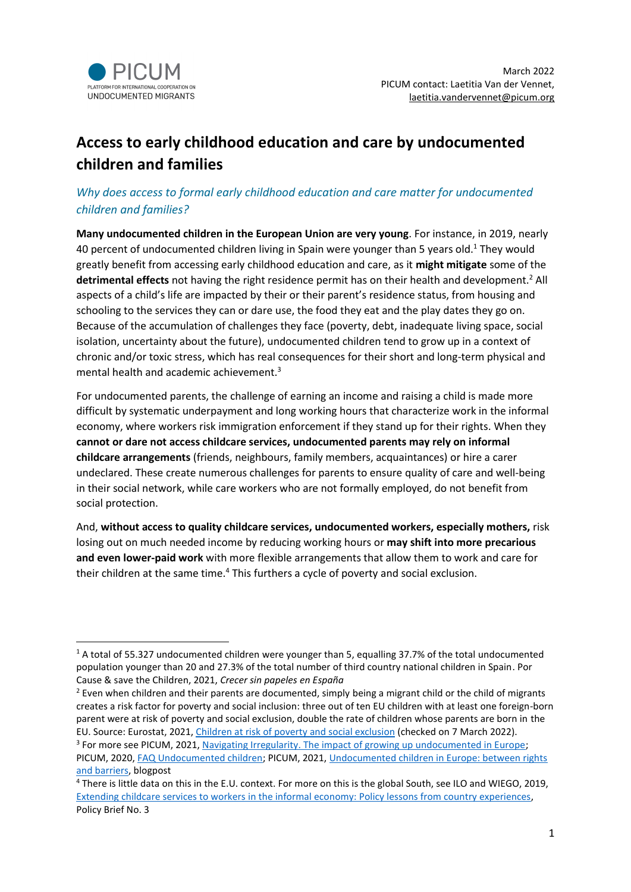PICUM
PLATFORM FOR INTERNATIONAL COOPERATION ON UNDOCUMENTED MIGRANTS

March 2022
PICUM contact: Laetitia Van der Vennet, laetitia.vandervennet@picum.org

# Access to early childhood education and care by undocumented children and families

## *Why does access to formal early childhood education and care matter for undocumented children and families?*

**Many undocumented children in the European Union are very young**. For instance, in 2019, nearly 40 percent of undocumented children living in Spain were younger than 5 years old.[1] They would greatly benefit from accessing early childhood education and care, as it **might mitigate** some of the **detrimental effects** not having the right residence permit has on their health and development.[2] All aspects of a child's life are impacted by their or their parent's residence status, from housing and schooling to the services they can or dare use, the food they eat and the play dates they go on. Because of the accumulation of challenges they face (poverty, debt, inadequate living space, social isolation, uncertainty about the future), undocumented children tend to grow up in a context of chronic and/or toxic stress, which has real consequences for their short and long-term physical and mental health and academic achievement.[3]

For undocumented parents, the challenge of earning an income and raising a child is made more difficult by systematic underpayment and long working hours that characterize work in the informal economy, where workers risk immigration enforcement if they stand up for their rights. When they **cannot or dare not access childcare services, undocumented parents may rely on informal childcare arrangements** (friends, neighbours, family members, acquaintances) or hire a carer undeclared. These create numerous challenges for parents to ensure quality of care and well-being in their social network, while care workers who are not formally employed, do not benefit from social protection.

And, **without access to quality childcare services, undocumented workers, especially mothers,** risk losing out on much needed income by reducing working hours or **may shift into more precarious and even lower-paid work** with more flexible arrangements that allow them to work and care for their children at the same time.[4] This furthers a cycle of poverty and social exclusion.

---

[1] A total of 55.327 undocumented children were younger than 5, equalling 37.7% of the total undocumented population younger than 20 and 27.3% of the total number of third country national children in Spain. Por Cause & save the Children, 2021, *Crecer sin papeles en España*

[2] Even when children and their parents are documented, simply being a migrant child or the child of migrants creates a risk factor for poverty and social inclusion: three out of ten EU children with at least one foreign-born parent were at risk of poverty and social exclusion, double the rate of children whose parents are born in the EU. Source: Eurostat, 2021, Children at risk of poverty and social exclusion (checked on 7 March 2022).

[3] For more see PICUM, 2021, Navigating Irregularity. The impact of growing up undocumented in Europe; PICUM, 2020, FAQ Undocumented children; PICUM, 2021, Undocumented children in Europe: between rights and barriers, blogpost

[4] There is little data on this in the E.U. context. For more on this is the global South, see ILO and WIEGO, 2019, Extending childcare services to workers in the informal economy: Policy lessons from country experiences, Policy Brief No. 3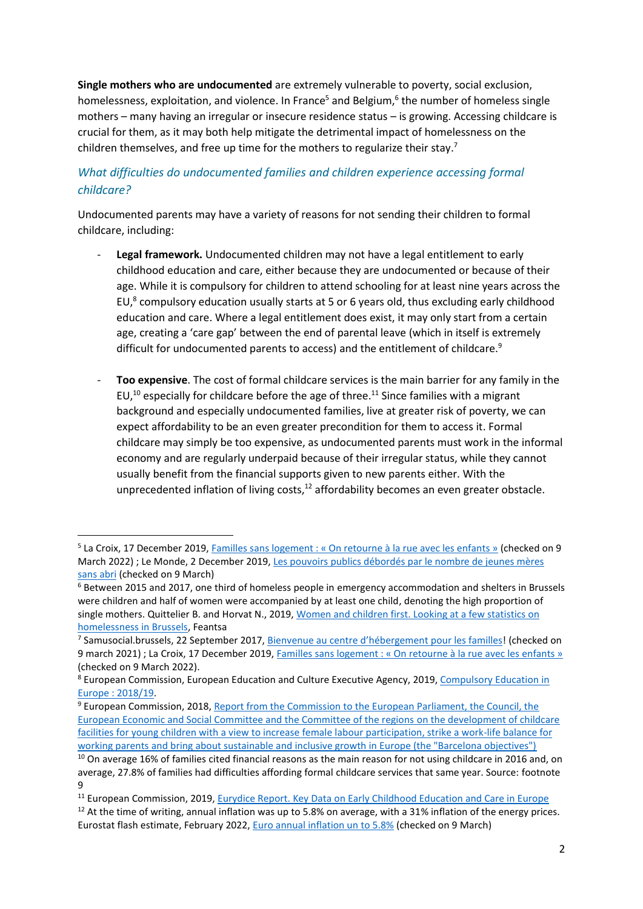**Single mothers who are undocumented** are extremely vulnerable to poverty, social exclusion, homelessness, exploitation, and violence. In France[5] and Belgium,[6] the number of homeless single mothers – many having an irregular or insecure residence status – is growing. Accessing childcare is crucial for them, as it may both help mitigate the detrimental impact of homelessness on the children themselves, and free up time for the mothers to regularize their stay.[7]

### *What difficulties do undocumented families and children experience accessing formal childcare?*

Undocumented parents may have a variety of reasons for not sending their children to formal childcare, including:

- **Legal framework.** Undocumented children may not have a legal entitlement to early childhood education and care, either because they are undocumented or because of their age. While it is compulsory for children to attend schooling for at least nine years across the EU,[8] compulsory education usually starts at 5 or 6 years old, thus excluding early childhood education and care. Where a legal entitlement does exist, it may only start from a certain age, creating a 'care gap' between the end of parental leave (which in itself is extremely difficult for undocumented parents to access) and the entitlement of childcare.[9]

- **Too expensive**. The cost of formal childcare services is the main barrier for any family in the EU,[10] especially for childcare before the age of three.[11] Since families with a migrant background and especially undocumented families, live at greater risk of poverty, we can expect affordability to be an even greater precondition for them to access it. Formal childcare may simply be too expensive, as undocumented parents must work in the informal economy and are regularly underpaid because of their irregular status, while they cannot usually benefit from the financial supports given to new parents either. With the unprecedented inflation of living costs,[12] affordability becomes an even greater obstacle.

---

[5] La Croix, 17 December 2019, Familles sans logement : « On retourne à la rue avec les enfants » (checked on 9 March 2022) ; Le Monde, 2 December 2019, Les pouvoirs publics débordés par le nombre de jeunes mères sans abri (checked on 9 March)

[6] Between 2015 and 2017, one third of homeless people in emergency accommodation and shelters in Brussels were children and half of women were accompanied by at least one child, denoting the high proportion of single mothers. Quittelier B. and Horvat N., 2019, Women and children first. Looking at a few statistics on homelessness in Brussels, Feantsa

[7] Samusocial.brussels, 22 September 2017, Bienvenue au centre d'hébergement pour les familles! (checked on 9 march 2021) ; La Croix, 17 December 2019, Familles sans logement : « On retourne à la rue avec les enfants » (checked on 9 March 2022).

[8] European Commission, European Education and Culture Executive Agency, 2019, Compulsory Education in Europe : 2018/19.

[9] European Commission, 2018, Report from the Commission to the European Parliament, the Council, the European Economic and Social Committee and the Committee of the regions on the development of childcare facilities for young children with a view to increase female labour participation, strike a work-life balance for working parents and bring about sustainable and inclusive growth in Europe (the "Barcelona objectives")

[10] On average 16% of families cited financial reasons as the main reason for not using childcare in 2016 and, on average, 27.8% of families had difficulties affording formal childcare services that same year. Source: footnote 9

[11] European Commission, 2019, Eurydice Report. Key Data on Early Childhood Education and Care in Europe

[12] At the time of writing, annual inflation was up to 5.8% on average, with a 31% inflation of the energy prices. Eurostat flash estimate, February 2022, Euro annual inflation un to 5.8% (checked on 9 March)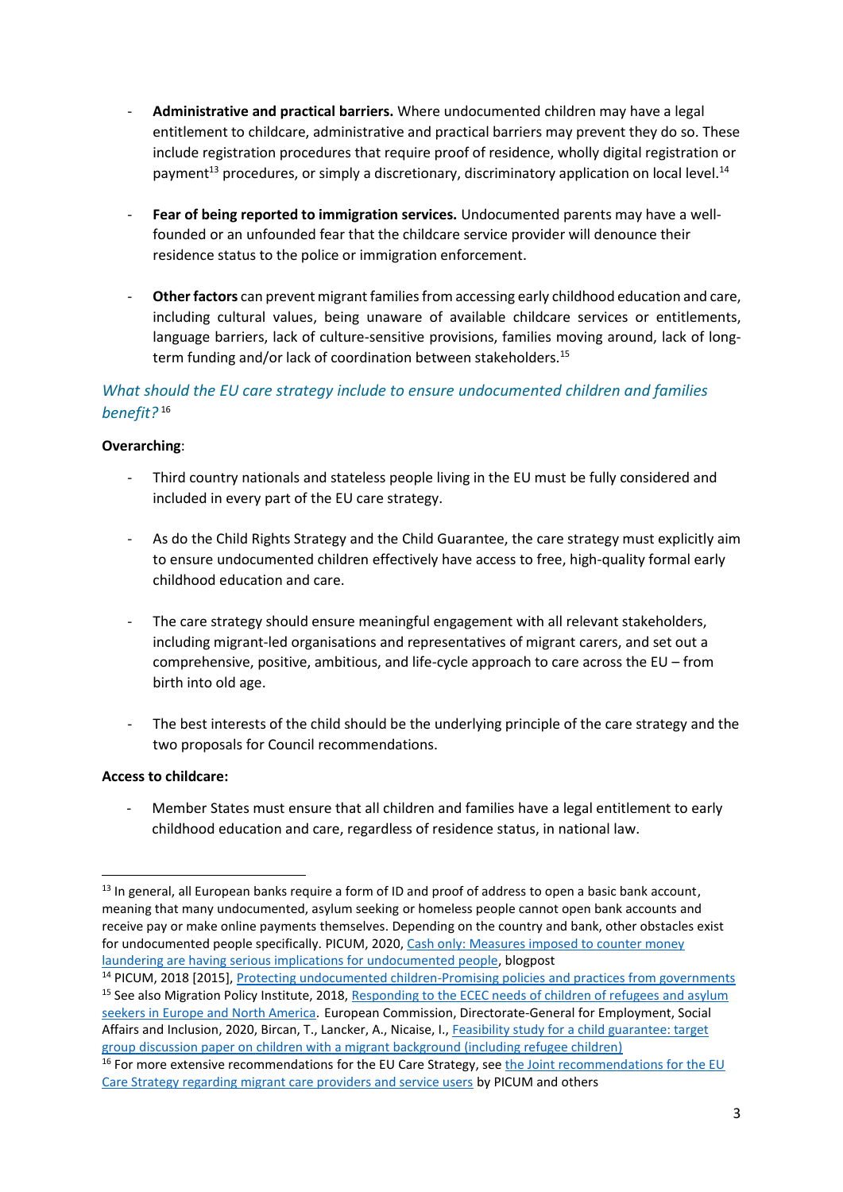- **Administrative and practical barriers.** Where undocumented children may have a legal entitlement to childcare, administrative and practical barriers may prevent they do so. These include registration procedures that require proof of residence, wholly digital registration or payment[13] procedures, or simply a discretionary, discriminatory application on local level.[14]

- **Fear of being reported to immigration services.** Undocumented parents may have a well-founded or an unfounded fear that the childcare service provider will denounce their residence status to the police or immigration enforcement.

- **Other factors** can prevent migrant families from accessing early childhood education and care, including cultural values, being unaware of available childcare services or entitlements, language barriers, lack of culture-sensitive provisions, families moving around, lack of long-term funding and/or lack of coordination between stakeholders.[15]

### *What should the EU care strategy include to ensure undocumented children and families benefit?*[16]

**Overarching**:

- Third country nationals and stateless people living in the EU must be fully considered and included in every part of the EU care strategy.

- As do the Child Rights Strategy and the Child Guarantee, the care strategy must explicitly aim to ensure undocumented children effectively have access to free, high-quality formal early childhood education and care.

- The care strategy should ensure meaningful engagement with all relevant stakeholders, including migrant-led organisations and representatives of migrant carers, and set out a comprehensive, positive, ambitious, and life-cycle approach to care across the EU – from birth into old age.

- The best interests of the child should be the underlying principle of the care strategy and the two proposals for Council recommendations.

**Access to childcare:**

- Member States must ensure that all children and families have a legal entitlement to early childhood education and care, regardless of residence status, in national law.

---

[13] In general, all European banks require a form of ID and proof of address to open a basic bank account, meaning that many undocumented, asylum seeking or homeless people cannot open bank accounts and receive pay or make online payments themselves. Depending on the country and bank, other obstacles exist for undocumented people specifically. PICUM, 2020, Cash only: Measures imposed to counter money laundering are having serious implications for undocumented people, blogpost

[14] PICUM, 2018 [2015], Protecting undocumented children-Promising policies and practices from governments

[15] See also Migration Policy Institute, 2018, Responding to the ECEC needs of children of refugees and asylum seekers in Europe and North America. European Commission, Directorate-General for Employment, Social Affairs and Inclusion, 2020, Bircan, T., Lancker, A., Nicaise, I., Feasibility study for a child guarantee: target group discussion paper on children with a migrant background (including refugee children)

[16] For more extensive recommendations for the EU Care Strategy, see the Joint recommendations for the EU Care Strategy regarding migrant care providers and service users by PICUM and others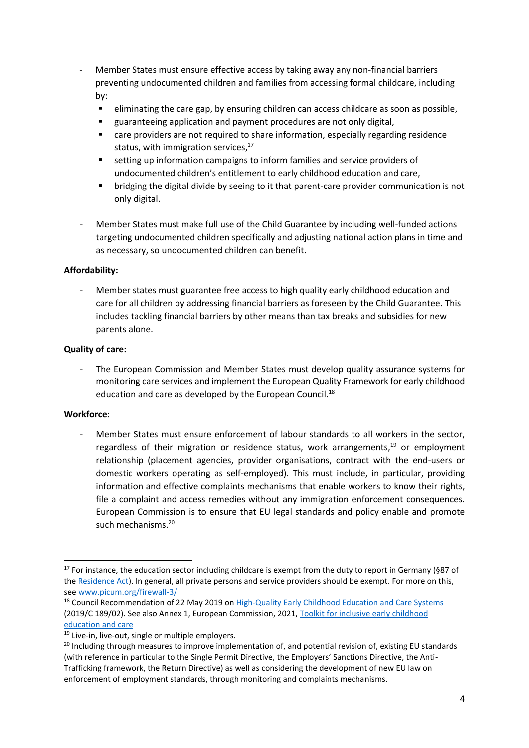- Member States must ensure effective access by taking away any non-financial barriers preventing undocumented children and families from accessing formal childcare, including by:
  - eliminating the care gap, by ensuring children can access childcare as soon as possible,
  - guaranteeing application and payment procedures are not only digital,
  - care providers are not required to share information, especially regarding residence status, with immigration services,[17]
  - setting up information campaigns to inform families and service providers of undocumented children's entitlement to early childhood education and care,
  - bridging the digital divide by seeing to it that parent-care provider communication is not only digital.

- Member States must make full use of the Child Guarantee by including well-funded actions targeting undocumented children specifically and adjusting national action plans in time and as necessary, so undocumented children can benefit.

**Affordability:**

- Member states must guarantee free access to high quality early childhood education and care for all children by addressing financial barriers as foreseen by the Child Guarantee. This includes tackling financial barriers by other means than tax breaks and subsidies for new parents alone.

**Quality of care:**

- The European Commission and Member States must develop quality assurance systems for monitoring care services and implement the European Quality Framework for early childhood education and care as developed by the European Council.[18]

**Workforce:**

- Member States must ensure enforcement of labour standards to all workers in the sector, regardless of their migration or residence status, work arrangements,[19] or employment relationship (placement agencies, provider organisations, contract with the end-users or domestic workers operating as self-employed). This must include, in particular, providing information and effective complaints mechanisms that enable workers to know their rights, file a complaint and access remedies without any immigration enforcement consequences. European Commission is to ensure that EU legal standards and policy enable and promote such mechanisms.[20]

---

[17] For instance, the education sector including childcare is exempt from the duty to report in Germany (§87 of the Residence Act). In general, all private persons and service providers should be exempt. For more on this, see www.picum.org/firewall-3/

[18] Council Recommendation of 22 May 2019 on High-Quality Early Childhood Education and Care Systems (2019/C 189/02). See also Annex 1, European Commission, 2021, Toolkit for inclusive early childhood education and care

[19] Live-in, live-out, single or multiple employers.

[20] Including through measures to improve implementation of, and potential revision of, existing EU standards (with reference in particular to the Single Permit Directive, the Employers' Sanctions Directive, the Anti-Trafficking framework, the Return Directive) as well as considering the development of new EU law on enforcement of employment standards, through monitoring and complaints mechanisms.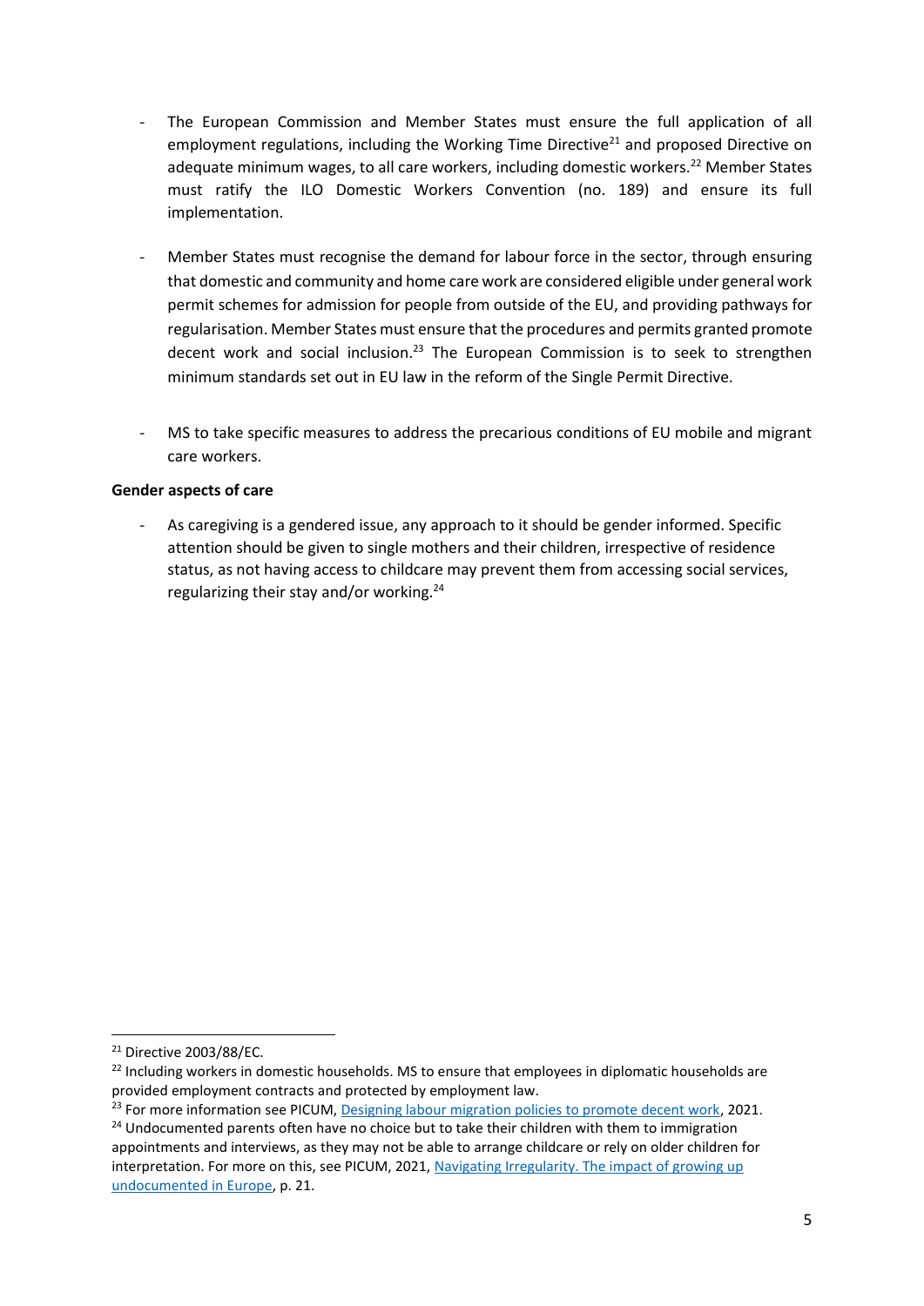- The European Commission and Member States must ensure the full application of all employment regulations, including the Working Time Directive[21] and proposed Directive on adequate minimum wages, to all care workers, including domestic workers.[22] Member States must ratify the ILO Domestic Workers Convention (no. 189) and ensure its full implementation.

- Member States must recognise the demand for labour force in the sector, through ensuring that domestic and community and home care work are considered eligible under general work permit schemes for admission for people from outside of the EU, and providing pathways for regularisation. Member States must ensure that the procedures and permits granted promote decent work and social inclusion.[23] The European Commission is to seek to strengthen minimum standards set out in EU law in the reform of the Single Permit Directive.

- MS to take specific measures to address the precarious conditions of EU mobile and migrant care workers.

**Gender aspects of care**

- As caregiving is a gendered issue, any approach to it should be gender informed. Specific attention should be given to single mothers and their children, irrespective of residence status, as not having access to childcare may prevent them from accessing social services, regularizing their stay and/or working.[24]

---

[21] Directive 2003/88/EC.

[22] Including workers in domestic households. MS to ensure that employees in diplomatic households are provided employment contracts and protected by employment law.

[23] For more information see PICUM, Designing labour migration policies to promote decent work, 2021.

[24] Undocumented parents often have no choice but to take their children with them to immigration appointments and interviews, as they may not be able to arrange childcare or rely on older children for interpretation. For more on this, see PICUM, 2021, Navigating Irregularity. The impact of growing up undocumented in Europe, p. 21.